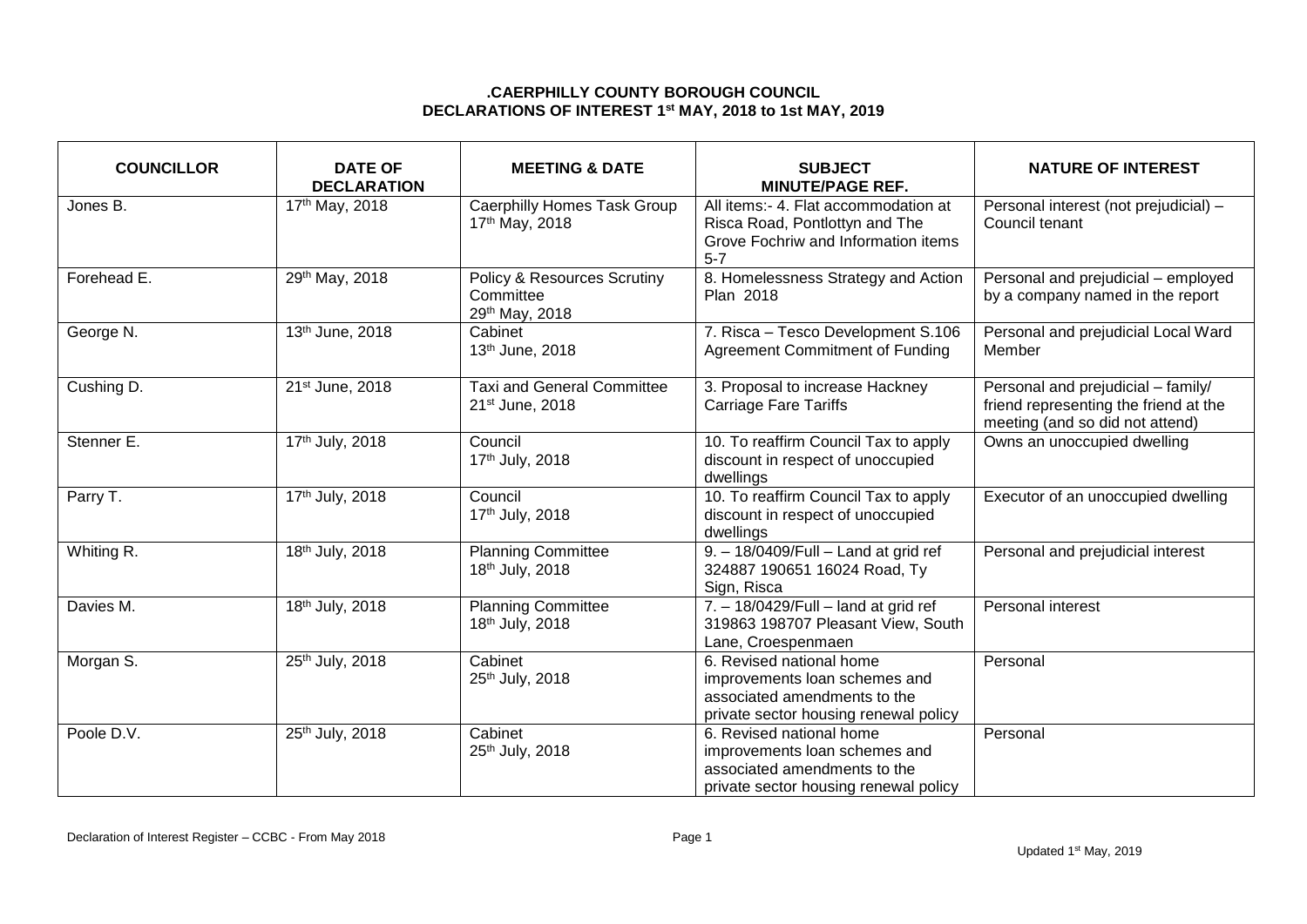# .CAERPHILLY COUNTY BOROUGH COUNCIL
# DECLARATIONS OF INTEREST 1st MAY, 2018 to 1st MAY, 2019

| COUNCILLOR | DATE OF DECLARATION | MEETING & DATE | SUBJECT MINUTE/PAGE REF. | NATURE OF INTEREST |
|---|---|---|---|---|
| Jones B. | 17th May, 2018 | Caerphilly Homes Task Group 17th May, 2018 | All items:- 4. Flat accommodation at Risca Road, Pontlottyn and The Grove Fochriw and Information items 5-7 | Personal interest (not prejudicial) – Council tenant |
| Forehead E. | 29th May, 2018 | Policy & Resources Scrutiny Committee 29th May, 2018 | 8. Homelessness Strategy and Action Plan 2018 | Personal and prejudicial – employed by a company named in the report |
| George N. | 13th June, 2018 | Cabinet 13th June, 2018 | 7. Risca – Tesco Development S.106 Agreement Commitment of Funding | Personal and prejudicial Local Ward Member |
| Cushing D. | 21st June, 2018 | Taxi and General Committee 21st June, 2018 | 3. Proposal to increase Hackney Carriage Fare Tariffs | Personal and prejudicial – family/ friend representing the friend at the meeting (and so did not attend) |
| Stenner E. | 17th July, 2018 | Council 17th July, 2018 | 10. To reaffirm Council Tax to apply discount in respect of unoccupied dwellings | Owns an unoccupied dwelling |
| Parry T. | 17th July, 2018 | Council 17th July, 2018 | 10. To reaffirm Council Tax to apply discount in respect of unoccupied dwellings | Executor of an unoccupied dwelling |
| Whiting R. | 18th July, 2018 | Planning Committee 18th July, 2018 | 9. – 18/0409/Full – Land at grid ref 324887 190651 16024 Road, Ty Sign, Risca | Personal and prejudicial interest |
| Davies M. | 18th July, 2018 | Planning Committee 18th July, 2018 | 7. – 18/0429/Full – land at grid ref 319863 198707 Pleasant View, South Lane, Croespenmaen | Personal interest |
| Morgan S. | 25th July, 2018 | Cabinet 25th July, 2018 | 6. Revised national home improvements loan schemes and associated amendments to the private sector housing renewal policy | Personal |
| Poole D.V. | 25th July, 2018 | Cabinet 25th July, 2018 | 6. Revised national home improvements loan schemes and associated amendments to the private sector housing renewal policy | Personal |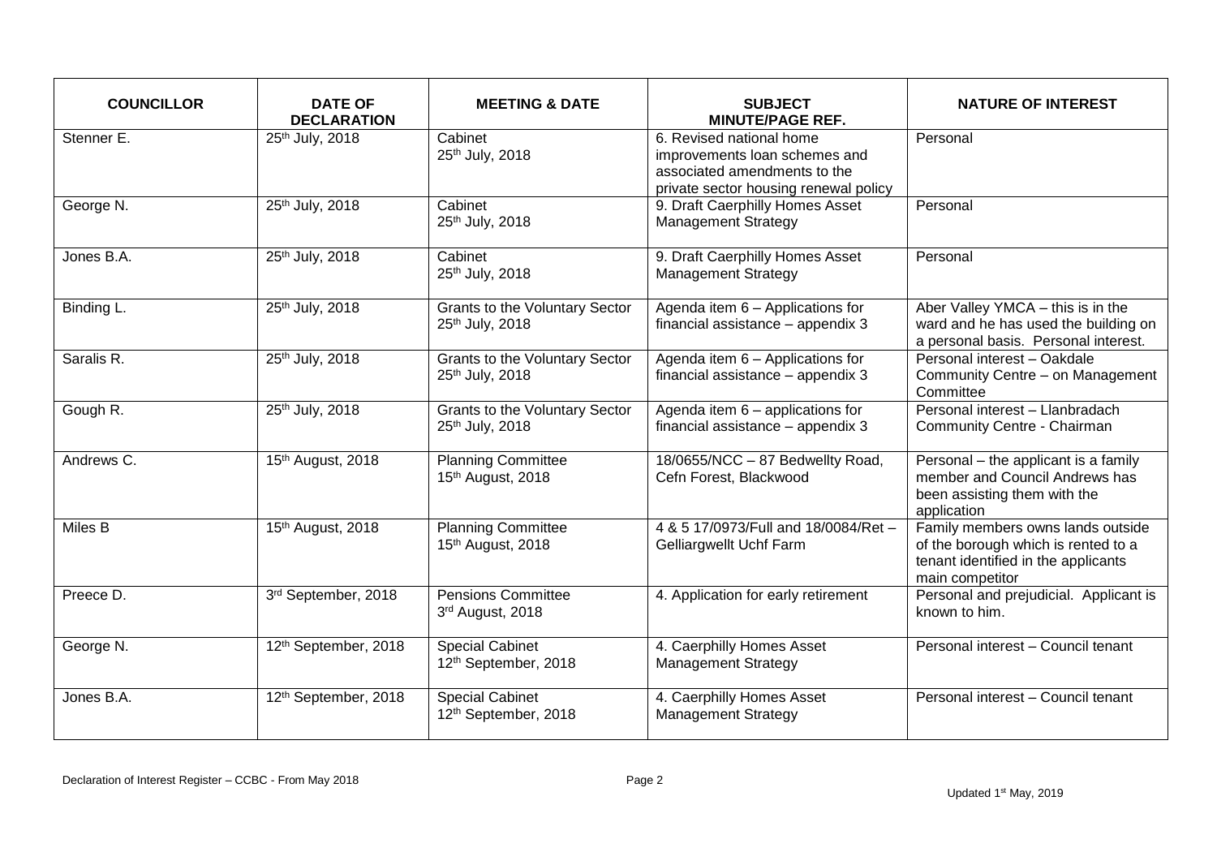| COUNCILLOR | DATE OF DECLARATION | MEETING & DATE | SUBJECT MINUTE/PAGE REF. | NATURE OF INTEREST |
|---|---|---|---|---|
| Stenner E. | 25th July, 2018 | Cabinet 25th July, 2018 | 6. Revised national home improvements loan schemes and associated amendments to the private sector housing renewal policy | Personal |
| George N. | 25th July, 2018 | Cabinet 25th July, 2018 | 9. Draft Caerphilly Homes Asset Management Strategy | Personal |
| Jones B.A. | 25th July, 2018 | Cabinet 25th July, 2018 | 9. Draft Caerphilly Homes Asset Management Strategy | Personal |
| Binding L. | 25th July, 2018 | Grants to the Voluntary Sector 25th July, 2018 | Agenda item 6 – Applications for financial assistance – appendix 3 | Aber Valley YMCA – this is in the ward and he has used the building on a personal basis. Personal interest. |
| Saralis R. | 25th July, 2018 | Grants to the Voluntary Sector 25th July, 2018 | Agenda item 6 – Applications for financial assistance – appendix 3 | Personal interest – Oakdale Community Centre – on Management Committee |
| Gough R. | 25th July, 2018 | Grants to the Voluntary Sector 25th July, 2018 | Agenda item 6 – applications for financial assistance – appendix 3 | Personal interest – Llanbradach Community Centre - Chairman |
| Andrews C. | 15th August, 2018 | Planning Committee 15th August, 2018 | 18/0655/NCC – 87 Bedwellty Road, Cefn Forest, Blackwood | Personal – the applicant is a family member and Council Andrews has been assisting them with the application |
| Miles B | 15th August, 2018 | Planning Committee 15th August, 2018 | 4 & 5 17/0973/Full and 18/0084/Ret – Gelliargwellt Uchf Farm | Family members owns lands outside of the borough which is rented to a tenant identified in the applicants main competitor |
| Preece D. | 3rd September, 2018 | Pensions Committee 3rd August, 2018 | 4. Application for early retirement | Personal and prejudicial. Applicant is known to him. |
| George N. | 12th September, 2018 | Special Cabinet 12th September, 2018 | 4. Caerphilly Homes Asset Management Strategy | Personal interest – Council tenant |
| Jones B.A. | 12th September, 2018 | Special Cabinet 12th September, 2018 | 4. Caerphilly Homes Asset Management Strategy | Personal interest – Council tenant |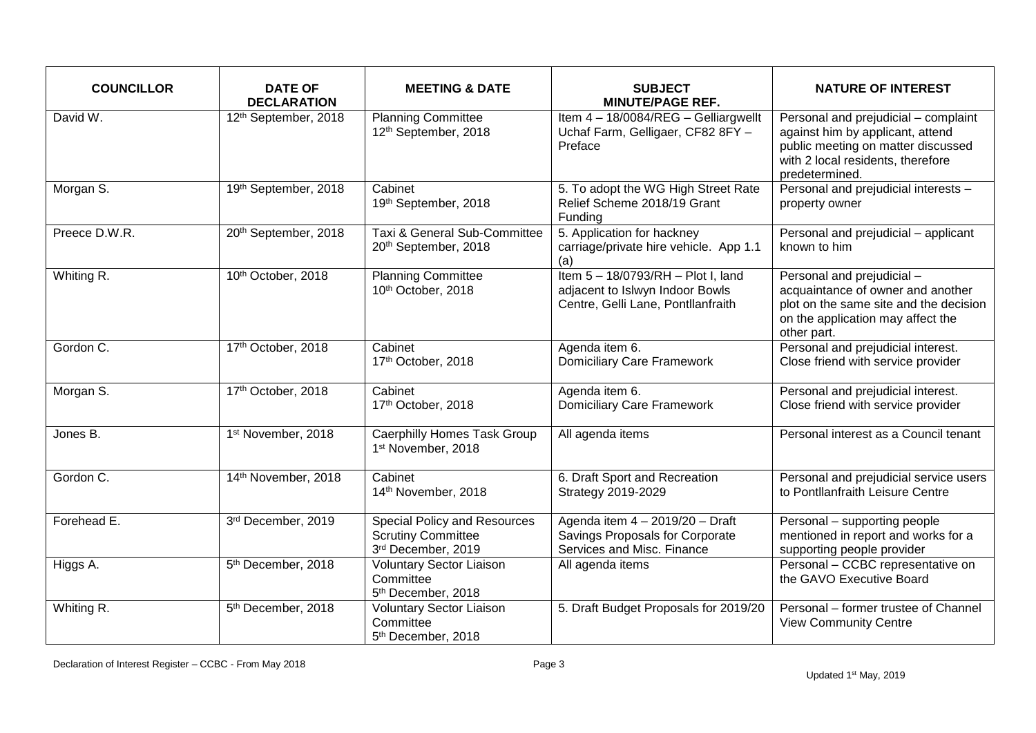| COUNCILLOR | DATE OF DECLARATION | MEETING & DATE | SUBJECT MINUTE/PAGE REF. | NATURE OF INTEREST |
|---|---|---|---|---|
| David W. | 12th September, 2018 | Planning Committee 12th September, 2018 | Item 4 – 18/0084/REG – Gelliargwellt Uchaf Farm, Gelligaer, CF82 8FY – Preface | Personal and prejudicial – complaint against him by applicant, attend public meeting on matter discussed with 2 local residents, therefore predetermined. |
| Morgan S. | 19th September, 2018 | Cabinet 19th September, 2018 | 5. To adopt the WG High Street Rate Relief Scheme 2018/19 Grant Funding | Personal and prejudicial interests – property owner |
| Preece D.W.R. | 20th September, 2018 | Taxi & General Sub-Committee 20th September, 2018 | 5. Application for hackney carriage/private hire vehicle. App 1.1 (a) | Personal and prejudicial – applicant known to him |
| Whiting R. | 10th October, 2018 | Planning Committee 10th October, 2018 | Item 5 – 18/0793/RH – Plot I, land adjacent to Islwyn Indoor Bowls Centre, Gelli Lane, Pontllanfraith | Personal and prejudicial – acquaintance of owner and another plot on the same site and the decision on the application may affect the other part. |
| Gordon C. | 17th October, 2018 | Cabinet 17th October, 2018 | Agenda item 6. Domiciliary Care Framework | Personal and prejudicial interest. Close friend with service provider |
| Morgan S. | 17th October, 2018 | Cabinet 17th October, 2018 | Agenda item 6. Domiciliary Care Framework | Personal and prejudicial interest. Close friend with service provider |
| Jones B. | 1st November, 2018 | Caerphilly Homes Task Group 1st November, 2018 | All agenda items | Personal interest as a Council tenant |
| Gordon C. | 14th November, 2018 | Cabinet 14th November, 2018 | 6. Draft Sport and Recreation Strategy 2019-2029 | Personal and prejudicial service users to Pontllanfraith Leisure Centre |
| Forehead E. | 3rd December, 2019 | Special Policy and Resources Scrutiny Committee 3rd December, 2019 | Agenda item 4 – 2019/20 – Draft Savings Proposals for Corporate Services and Misc. Finance | Personal – supporting people mentioned in report and works for a supporting people provider |
| Higgs A. | 5th December, 2018 | Voluntary Sector Liaison Committee 5th December, 2018 | All agenda items | Personal – CCBC representative on the GAVO Executive Board |
| Whiting R. | 5th December, 2018 | Voluntary Sector Liaison Committee 5th December, 2018 | 5. Draft Budget Proposals for 2019/20 | Personal – former trustee of Channel View Community Centre |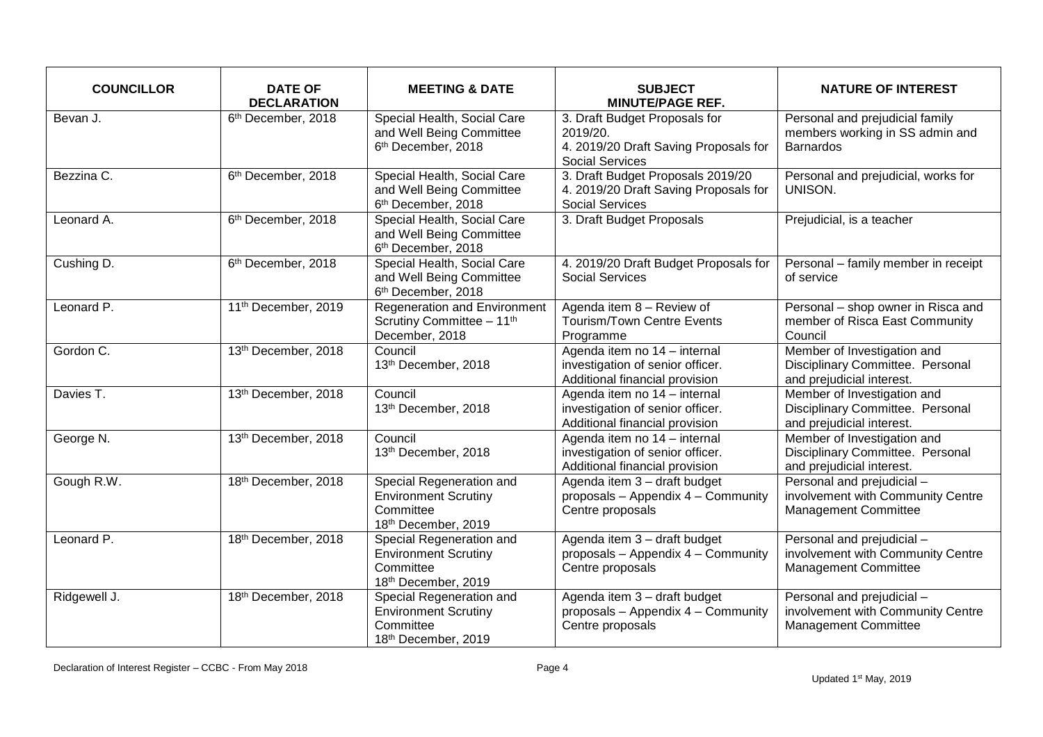| COUNCILLOR | DATE OF DECLARATION | MEETING & DATE | SUBJECT MINUTE/PAGE REF. | NATURE OF INTEREST |
|---|---|---|---|---|
| Bevan J. | 6th December, 2018 | Special Health, Social Care and Well Being Committee 6th December, 2018 | 3. Draft Budget Proposals for 2019/20. 4. 2019/20 Draft Saving Proposals for Social Services | Personal and prejudicial family members working in SS admin and Barnardos |
| Bezzina C. | 6th December, 2018 | Special Health, Social Care and Well Being Committee 6th December, 2018 | 3. Draft Budget Proposals 2019/20 4. 2019/20 Draft Saving Proposals for Social Services | Personal and prejudicial, works for UNISON. |
| Leonard A. | 6th December, 2018 | Special Health, Social Care and Well Being Committee 6th December, 2018 | 3. Draft Budget Proposals | Prejudicial, is a teacher |
| Cushing D. | 6th December, 2018 | Special Health, Social Care and Well Being Committee 6th December, 2018 | 4. 2019/20 Draft Budget Proposals for Social Services | Personal – family member in receipt of service |
| Leonard P. | 11th December, 2019 | Regeneration and Environment Scrutiny Committee – 11th December, 2018 | Agenda item 8 – Review of Tourism/Town Centre Events Programme | Personal – shop owner in Risca and member of Risca East Community Council |
| Gordon C. | 13th December, 2018 | Council 13th December, 2018 | Agenda item no 14 – internal investigation of senior officer. Additional financial provision | Member of Investigation and Disciplinary Committee. Personal and prejudicial interest. |
| Davies T. | 13th December, 2018 | Council 13th December, 2018 | Agenda item no 14 – internal investigation of senior officer. Additional financial provision | Member of Investigation and Disciplinary Committee. Personal and prejudicial interest. |
| George N. | 13th December, 2018 | Council 13th December, 2018 | Agenda item no 14 – internal investigation of senior officer. Additional financial provision | Member of Investigation and Disciplinary Committee. Personal and prejudicial interest. |
| Gough R.W. | 18th December, 2018 | Special Regeneration and Environment Scrutiny Committee 18th December, 2019 | Agenda item 3 – draft budget proposals – Appendix 4 – Community Centre proposals | Personal and prejudicial – involvement with Community Centre Management Committee |
| Leonard P. | 18th December, 2018 | Special Regeneration and Environment Scrutiny Committee 18th December, 2019 | Agenda item 3 – draft budget proposals – Appendix 4 – Community Centre proposals | Personal and prejudicial – involvement with Community Centre Management Committee |
| Ridgewell J. | 18th December, 2018 | Special Regeneration and Environment Scrutiny Committee 18th December, 2019 | Agenda item 3 – draft budget proposals – Appendix 4 – Community Centre proposals | Personal and prejudicial – involvement with Community Centre Management Committee |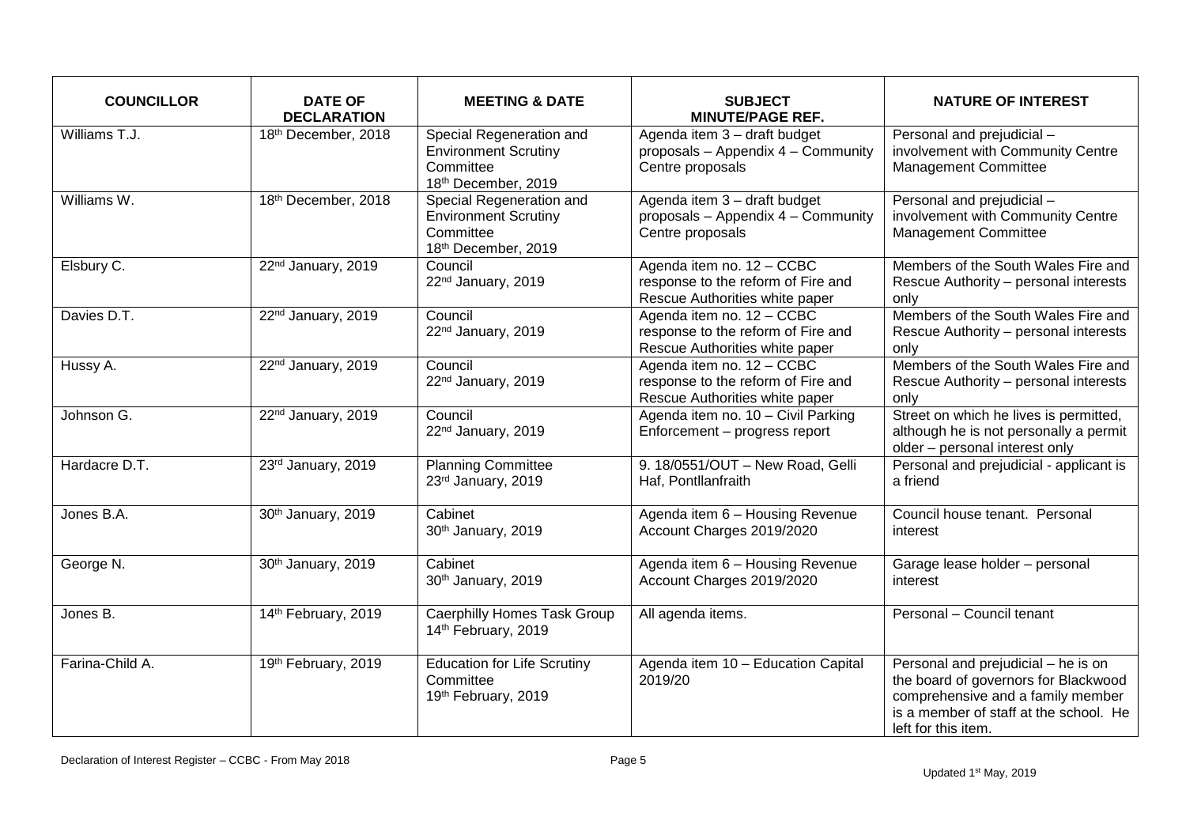| COUNCILLOR | DATE OF DECLARATION | MEETING & DATE | SUBJECT MINUTE/PAGE REF. | NATURE OF INTEREST |
|---|---|---|---|---|
| Williams T.J. | 18th December, 2018 | Special Regeneration and Environment Scrutiny Committee 18th December, 2019 | Agenda item 3 – draft budget proposals – Appendix 4 – Community Centre proposals | Personal and prejudicial – involvement with Community Centre Management Committee |
| Williams W. | 18th December, 2018 | Special Regeneration and Environment Scrutiny Committee 18th December, 2019 | Agenda item 3 – draft budget proposals – Appendix 4 – Community Centre proposals | Personal and prejudicial – involvement with Community Centre Management Committee |
| Elsbury C. | 22nd January, 2019 | Council 22nd January, 2019 | Agenda item no. 12 – CCBC response to the reform of Fire and Rescue Authorities white paper | Members of the South Wales Fire and Rescue Authority – personal interests only |
| Davies D.T. | 22nd January, 2019 | Council 22nd January, 2019 | Agenda item no. 12 – CCBC response to the reform of Fire and Rescue Authorities white paper | Members of the South Wales Fire and Rescue Authority – personal interests only |
| Hussy A. | 22nd January, 2019 | Council 22nd January, 2019 | Agenda item no. 12 – CCBC response to the reform of Fire and Rescue Authorities white paper | Members of the South Wales Fire and Rescue Authority – personal interests only |
| Johnson G. | 22nd January, 2019 | Council 22nd January, 2019 | Agenda item no. 10 – Civil Parking Enforcement – progress report | Street on which he lives is permitted, although he is not personally a permit older – personal interest only |
| Hardacre D.T. | 23rd January, 2019 | Planning Committee 23rd January, 2019 | 9. 18/0551/OUT – New Road, Gelli Haf, Pontllanfraith | Personal and prejudicial - applicant is a friend |
| Jones B.A. | 30th January, 2019 | Cabinet 30th January, 2019 | Agenda item 6 – Housing Revenue Account Charges 2019/2020 | Council house tenant. Personal interest |
| George N. | 30th January, 2019 | Cabinet 30th January, 2019 | Agenda item 6 – Housing Revenue Account Charges 2019/2020 | Garage lease holder – personal interest |
| Jones B. | 14th February, 2019 | Caerphilly Homes Task Group 14th February, 2019 | All agenda items. | Personal – Council tenant |
| Farina-Child A. | 19th February, 2019 | Education for Life Scrutiny Committee 19th February, 2019 | Agenda item 10 – Education Capital 2019/20 | Personal and prejudicial – he is on the board of governors for Blackwood comprehensive and a family member is a member of staff at the school. He left for this item. |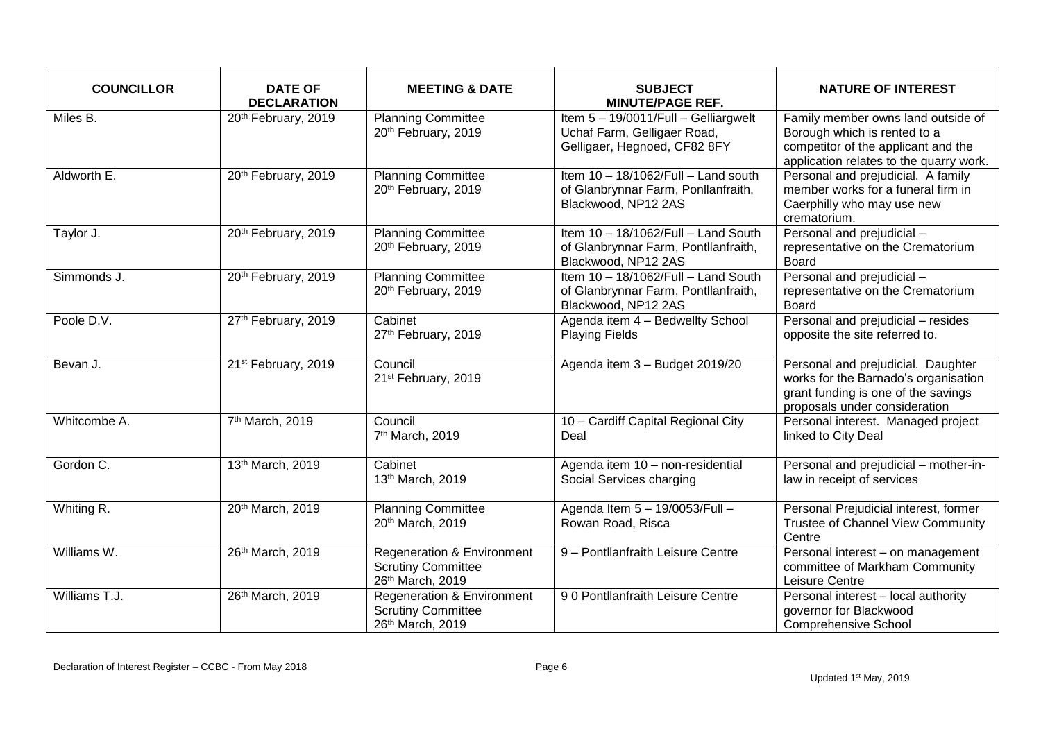| COUNCILLOR | DATE OF DECLARATION | MEETING & DATE | SUBJECT MINUTE/PAGE REF. | NATURE OF INTEREST |
|---|---|---|---|---|
| Miles B. | 20th February, 2019 | Planning Committee 20th February, 2019 | Item 5 – 19/0011/Full – Gelliargwelt Uchaf Farm, Gelligaer Road, Gelligaer, Hegnoed, CF82 8FY | Family member owns land outside of Borough which is rented to a competitor of the applicant and the application relates to the quarry work. |
| Aldworth E. | 20th February, 2019 | Planning Committee 20th February, 2019 | Item 10 – 18/1062/Full – Land south of Glanbrynnar Farm, Ponllanfraith, Blackwood, NP12 2AS | Personal and prejudicial. A family member works for a funeral firm in Caerphilly who may use new crematorium. |
| Taylor J. | 20th February, 2019 | Planning Committee 20th February, 2019 | Item 10 – 18/1062/Full – Land South of Glanbrynnar Farm, Pontllanfraith, Blackwood, NP12 2AS | Personal and prejudicial – representative on the Crematorium Board |
| Simmonds J. | 20th February, 2019 | Planning Committee 20th February, 2019 | Item 10 – 18/1062/Full – Land South of Glanbrynnar Farm, Pontllanfraith, Blackwood, NP12 2AS | Personal and prejudicial – representative on the Crematorium Board |
| Poole D.V. | 27th February, 2019 | Cabinet 27th February, 2019 | Agenda item 4 – Bedwellty School Playing Fields | Personal and prejudicial – resides opposite the site referred to. |
| Bevan J. | 21st February, 2019 | Council 21st February, 2019 | Agenda item 3 – Budget 2019/20 | Personal and prejudicial. Daughter works for the Barnado's organisation grant funding is one of the savings proposals under consideration |
| Whitcombe A. | 7th March, 2019 | Council 7th March, 2019 | 10 – Cardiff Capital Regional City Deal | Personal interest. Managed project linked to City Deal |
| Gordon C. | 13th March, 2019 | Cabinet 13th March, 2019 | Agenda item 10 – non-residential Social Services charging | Personal and prejudicial – mother-in-law in receipt of services |
| Whiting R. | 20th March, 2019 | Planning Committee 20th March, 2019 | Agenda Item 5 – 19/0053/Full – Rowan Road, Risca | Personal Prejudicial interest, former Trustee of Channel View Community Centre |
| Williams W. | 26th March, 2019 | Regeneration & Environment Scrutiny Committee 26th March, 2019 | 9 – Pontllanfraith Leisure Centre | Personal interest – on management committee of Markham Community Leisure Centre |
| Williams T.J. | 26th March, 2019 | Regeneration & Environment Scrutiny Committee 26th March, 2019 | 9 0 Pontllanfraith Leisure Centre | Personal interest – local authority governor for Blackwood Comprehensive School |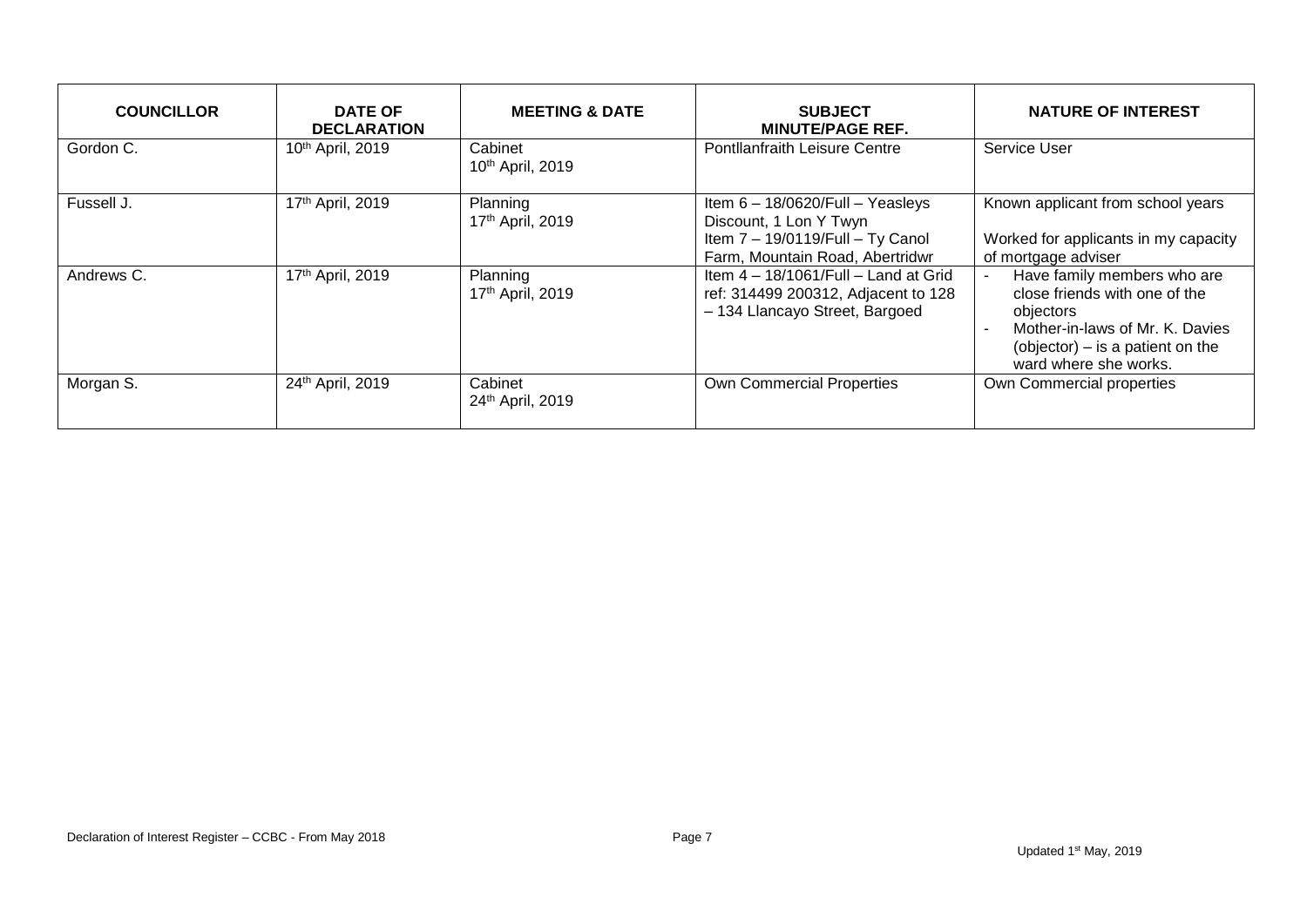| COUNCILLOR | DATE OF DECLARATION | MEETING & DATE | SUBJECT MINUTE/PAGE REF. | NATURE OF INTEREST |
|---|---|---|---|---|
| Gordon C. | 10th April, 2019 | Cabinet 10th April, 2019 | Pontllanfraith Leisure Centre | Service User |
| Fussell J. | 17th April, 2019 | Planning 17th April, 2019 | Item 6 – 18/0620/Full – Yeasleys Discount, 1 Lon Y Twyn<br>Item 7 – 19/0119/Full – Ty Canol Farm, Mountain Road, Abertridwr | Known applicant from school years<br><br>Worked for applicants in my capacity of mortgage adviser |
| Andrews C. | 17th April, 2019 | Planning 17th April, 2019 | Item 4 – 18/1061/Full – Land at Grid ref: 314499 200312, Adjacent to 128 – 134 Llancayo Street, Bargoed | - Have family members who are close friends with one of the objectors<br>- Mother-in-laws of Mr. K. Davies (objector) – is a patient on the ward where she works. |
| Morgan S. | 24th April, 2019 | Cabinet 24th April, 2019 | Own Commercial Properties | Own Commercial properties |

Declaration of Interest Register – CCBC - From May 2018

Updated 1st May, 2019